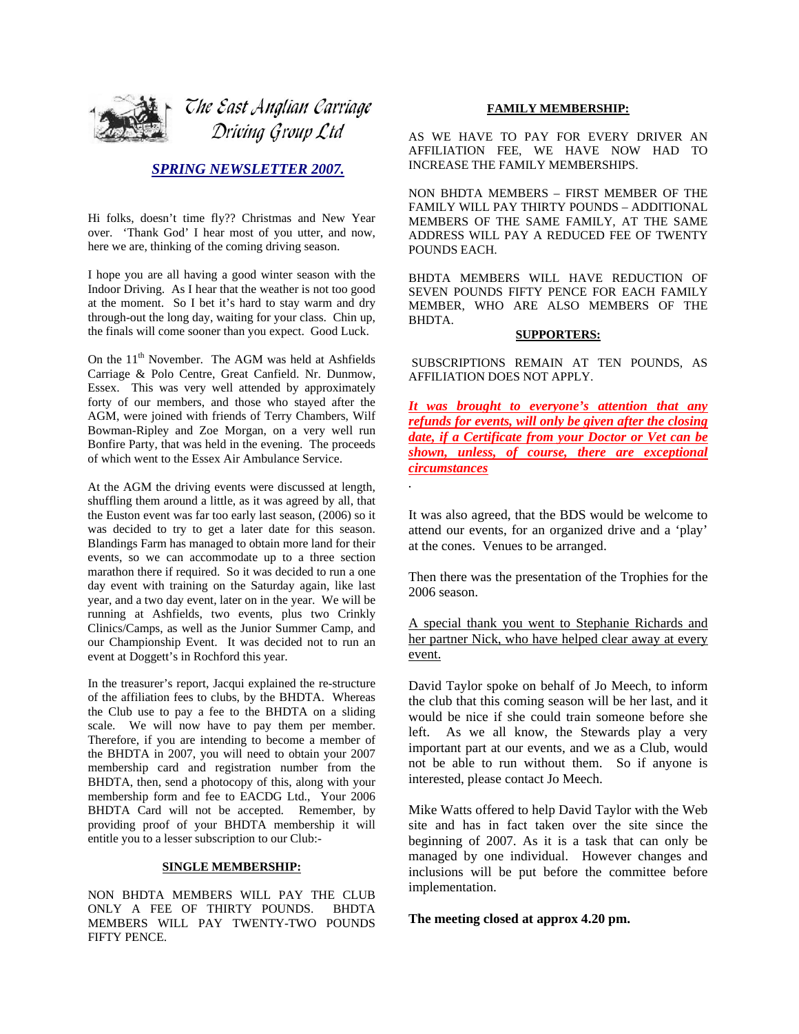# The East Anglian Carriage Driving Group Ltd

## ***SPRING NEWSLETTER 2007.***

Hi folks, doesn't time fly?? Christmas and New Year over. 'Thank God' I hear most of you utter, and now, here we are, thinking of the coming driving season.

I hope you are all having a good winter season with the Indoor Driving. As I hear that the weather is not too good at the moment. So I bet it's hard to stay warm and dry through-out the long day, waiting for your class. Chin up, the finals will come sooner than you expect. Good Luck.

On the 11th November. The AGM was held at Ashfields Carriage & Polo Centre, Great Canfield. Nr. Dunmow, Essex. This was very well attended by approximately forty of our members, and those who stayed after the AGM, were joined with friends of Terry Chambers, Wilf Bowman-Ripley and Zoe Morgan, on a very well run Bonfire Party, that was held in the evening. The proceeds of which went to the Essex Air Ambulance Service.

At the AGM the driving events were discussed at length, shuffling them around a little, as it was agreed by all, that the Euston event was far too early last season, (2006) so it was decided to try to get a later date for this season. Blandings Farm has managed to obtain more land for their events, so we can accommodate up to a three section marathon there if required. So it was decided to run a one day event with training on the Saturday again, like last year, and a two day event, later on in the year. We will be running at Ashfields, two events, plus two Crinkly Clinics/Camps, as well as the Junior Summer Camp, and our Championship Event. It was decided not to run an event at Doggett's in Rochford this year.

In the treasurer's report, Jacqui explained the re-structure of the affiliation fees to clubs, by the BHDTA. Whereas the Club use to pay a fee to the BHDTA on a sliding scale. We will now have to pay them per member. Therefore, if you are intending to become a member of the BHDTA in 2007, you will need to obtain your 2007 membership card and registration number from the BHDTA, then, send a photocopy of this, along with your membership form and fee to EACDG Ltd., Your 2006 BHDTA Card will not be accepted. Remember, by providing proof of your BHDTA membership it will entitle you to a lesser subscription to our Club:-

**SINGLE MEMBERSHIP:**

NON BHDTA MEMBERS WILL PAY THE CLUB ONLY A FEE OF THIRTY POUNDS. BHDTA MEMBERS WILL PAY TWENTY-TWO POUNDS FIFTY PENCE.

**FAMILY MEMBERSHIP:**

AS WE HAVE TO PAY FOR EVERY DRIVER AN AFFILIATION FEE, WE HAVE NOW HAD TO INCREASE THE FAMILY MEMBERSHIPS.

NON BHDTA MEMBERS – FIRST MEMBER OF THE FAMILY WILL PAY THIRTY POUNDS – ADDITIONAL MEMBERS OF THE SAME FAMILY, AT THE SAME ADDRESS WILL PAY A REDUCED FEE OF TWENTY POUNDS EACH.

BHDTA MEMBERS WILL HAVE REDUCTION OF SEVEN POUNDS FIFTY PENCE FOR EACH FAMILY MEMBER, WHO ARE ALSO MEMBERS OF THE BHDTA.

**SUPPORTERS:**

SUBSCRIPTIONS REMAIN AT TEN POUNDS, AS AFFILIATION DOES NOT APPLY.

***It was brought to everyone's attention that any refunds for events, will only be given after the closing date, if a Certificate from your Doctor or Vet can be shown, unless, of course, there are exceptional circumstances***

It was also agreed, that the BDS would be welcome to attend our events, for an organized drive and a 'play' at the cones. Venues to be arranged.

Then there was the presentation of the Trophies for the 2006 season.

A special thank you went to Stephanie Richards and her partner Nick, who have helped clear away at every event.

David Taylor spoke on behalf of Jo Meech, to inform the club that this coming season will be her last, and it would be nice if she could train someone before she left. As we all know, the Stewards play a very important part at our events, and we as a Club, would not be able to run without them. So if anyone is interested, please contact Jo Meech.

Mike Watts offered to help David Taylor with the Web site and has in fact taken over the site since the beginning of 2007. As it is a task that can only be managed by one individual. However changes and inclusions will be put before the committee before implementation.

**The meeting closed at approx 4.20 pm.**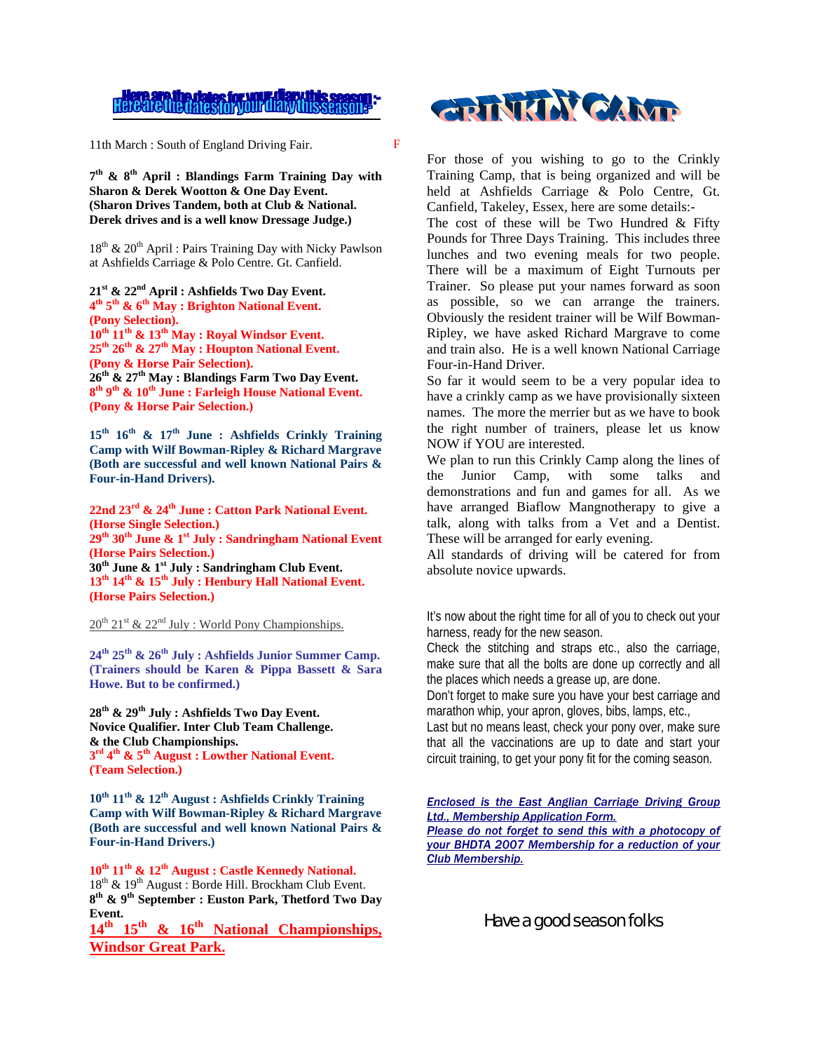## Here are the dates for your diary this season:-

11th March : South of England Driving Fair.

F

**7th & 8th April : Blandings Farm Training Day with Sharon & Derek Wootton & One Day Event. (Sharon Drives Tandem, both at Club & National. Derek drives and is a well know Dressage Judge.)**

18th & 20th April : Pairs Training Day with Nicky Pawlson at Ashfields Carriage & Polo Centre. Gt. Canfield.

**21st & 22nd April : Ashfields Two Day Event.**
**4th 5th & 6th May : Brighton National Event. (Pony Selection).**
**10th 11th & 13th May : Royal Windsor Event.**
**25th 26th & 27th May : Houpton National Event. (Pony & Horse Pair Selection).**
**26th & 27th May : Blandings Farm Two Day Event.**
**8th 9th & 10th June : Farleigh House National Event. (Pony & Horse Pair Selection.)**

**15th 16th & 17th June : Ashfields Crinkly Training Camp with Wilf Bowman-Ripley & Richard Margrave (Both are successful and well known National Pairs & Four-in-Hand Drivers).**

**22nd 23rd & 24th June : Catton Park National Event. (Horse Single Selection.)**
**29th 30th June & 1st July : Sandringham National Event (Horse Pairs Selection.)**
**30th June & 1st July : Sandringham Club Event.**
**13th 14th & 15th July : Henbury Hall National Event. (Horse Pairs Selection.)**

20th 21st & 22nd July : World Pony Championships.

**24th 25th & 26th July : Ashfields Junior Summer Camp. (Trainers should be Karen & Pippa Bassett & Sara Howe. But to be confirmed.)**

**28th & 29th July : Ashfields Two Day Event. Novice Qualifier. Inter Club Team Challenge. & the Club Championships.**
**3rd 4th & 5th August : Lowther National Event. (Team Selection.)**

**10th 11th & 12th August : Ashfields Crinkly Training Camp with Wilf Bowman-Ripley & Richard Margrave (Both are successful and well known National Pairs & Four-in-Hand Drivers.)**

**10th 11th & 12th August : Castle Kennedy National.**
18th & 19th August : Borde Hill. Brockham Club Event.
**8th & 9th September : Euston Park, Thetford Two Day Event.**
**14th 15th & 16th National Championships, Windsor Great Park.**

## CRINKLY CAMP

For those of you wishing to go to the Crinkly Training Camp, that is being organized and will be held at Ashfields Carriage & Polo Centre, Gt. Canfield, Takeley, Essex, here are some details:-
The cost of these will be Two Hundred & Fifty Pounds for Three Days Training. This includes three lunches and two evening meals for two people. There will be a maximum of Eight Turnouts per Trainer. So please put your names forward as soon as possible, so we can arrange the trainers. Obviously the resident trainer will be Wilf Bowman-Ripley, we have asked Richard Margrave to come and train also. He is a well known National Carriage Four-in-Hand Driver.
So far it would seem to be a very popular idea to have a crinkly camp as we have provisionally sixteen names. The more the merrier but as we have to book the right number of trainers, please let us know NOW if YOU are interested.
We plan to run this Crinkly Camp along the lines of the Junior Camp, with some talks and demonstrations and fun and games for all. As we have arranged Biaflow Mangnotherapy to give a talk, along with talks from a Vet and a Dentist. These will be arranged for early evening.
All standards of driving will be catered for from absolute novice upwards.

It's now about the right time for all of you to check out your harness, ready for the new season.
Check the stitching and straps etc., also the carriage, make sure that all the bolts are done up correctly and all the places which needs a grease up, are done.
Don't forget to make sure you have your best carriage and marathon whip, your apron, gloves, bibs, lamps, etc.,
Last but no means least, check your pony over, make sure that all the vaccinations are up to date and start your circuit training, to get your pony fit for the coming season.

***Enclosed is the East Anglian Carriage Driving Group Ltd., Membership Application Form.***
***Please do not forget to send this with a photocopy of your BHDTA 2007 Membership for a reduction of your Club Membership.***

Have a good season folks